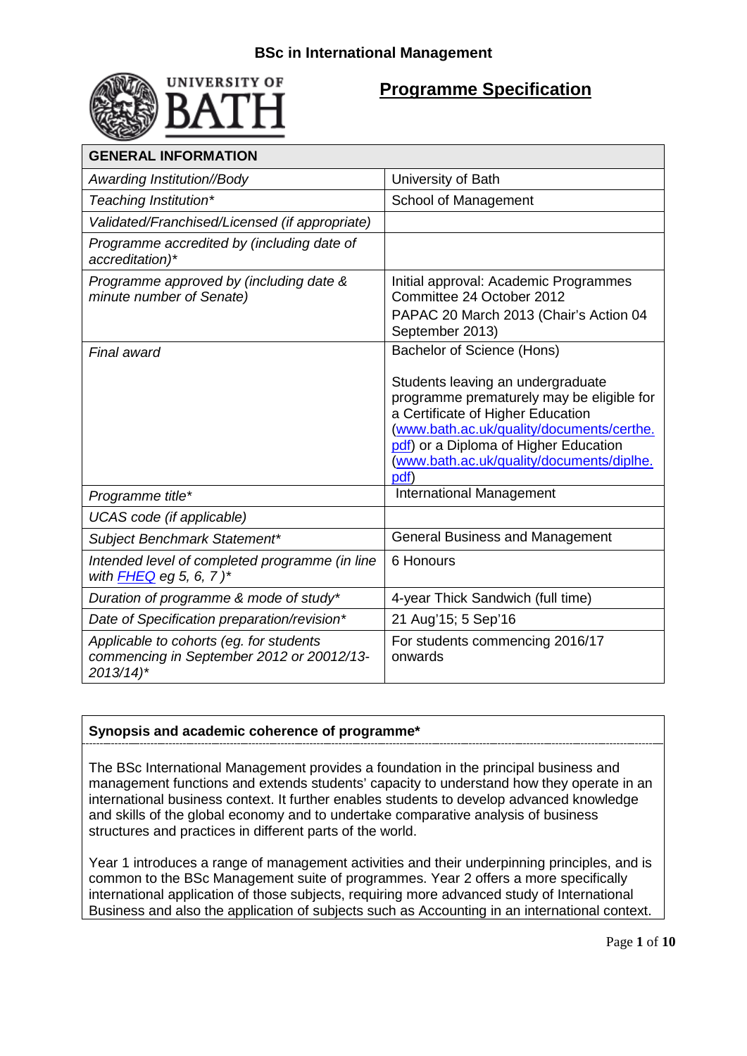# BSc in International Management

## Programme Specification

| GENERAL INFORMATION | |
|---|---|
| *Awarding Institution//Body* | University of Bath |
| *Teaching Institution** | School of Management |
| *Validated/Franchised/Licensed (if appropriate)* | |
| *Programme accredited by (including date of accreditation)** | |
| *Programme approved by (including date & minute number of Senate)* | Initial approval: Academic Programmes Committee 24 October 2012<br>PAPAC 20 March 2013 (Chair's Action 04 September 2013) |
| *Final award* | Bachelor of Science (Hons)<br><br>Students leaving an undergraduate programme prematurely may be eligible for a Certificate of Higher Education ([www.bath.ac.uk/quality/documents/certhe.pdf](www.bath.ac.uk/quality/documents/certhe.pdf)) or a Diploma of Higher Education ([www.bath.ac.uk/quality/documents/diplhe.pdf](www.bath.ac.uk/quality/documents/diplhe.pdf)) |
| *Programme title** | International Management |
| *UCAS code (if applicable)* | |
| *Subject Benchmark Statement** | General Business and Management |
| *Intended level of completed programme (in line with FHEQ eg 5, 6, 7 )** | 6 Honours |
| *Duration of programme & mode of study** | 4-year Thick Sandwich (full time) |
| *Date of Specification preparation/revision** | 21 Aug'15; 5 Sep'16 |
| *Applicable to cohorts (eg. for students commencing in September 2012 or 20012/13-2013/14)** | For students commencing 2016/17 onwards |

**Synopsis and academic coherence of programme***

The BSc International Management provides a foundation in the principal business and management functions and extends students' capacity to understand how they operate in an international business context. It further enables students to develop advanced knowledge and skills of the global economy and to undertake comparative analysis of business structures and practices in different parts of the world.

Year 1 introduces a range of management activities and their underpinning principles, and is common to the BSc Management suite of programmes. Year 2 offers a more specifically international application of those subjects, requiring more advanced study of International Business and also the application of subjects such as Accounting in an international context.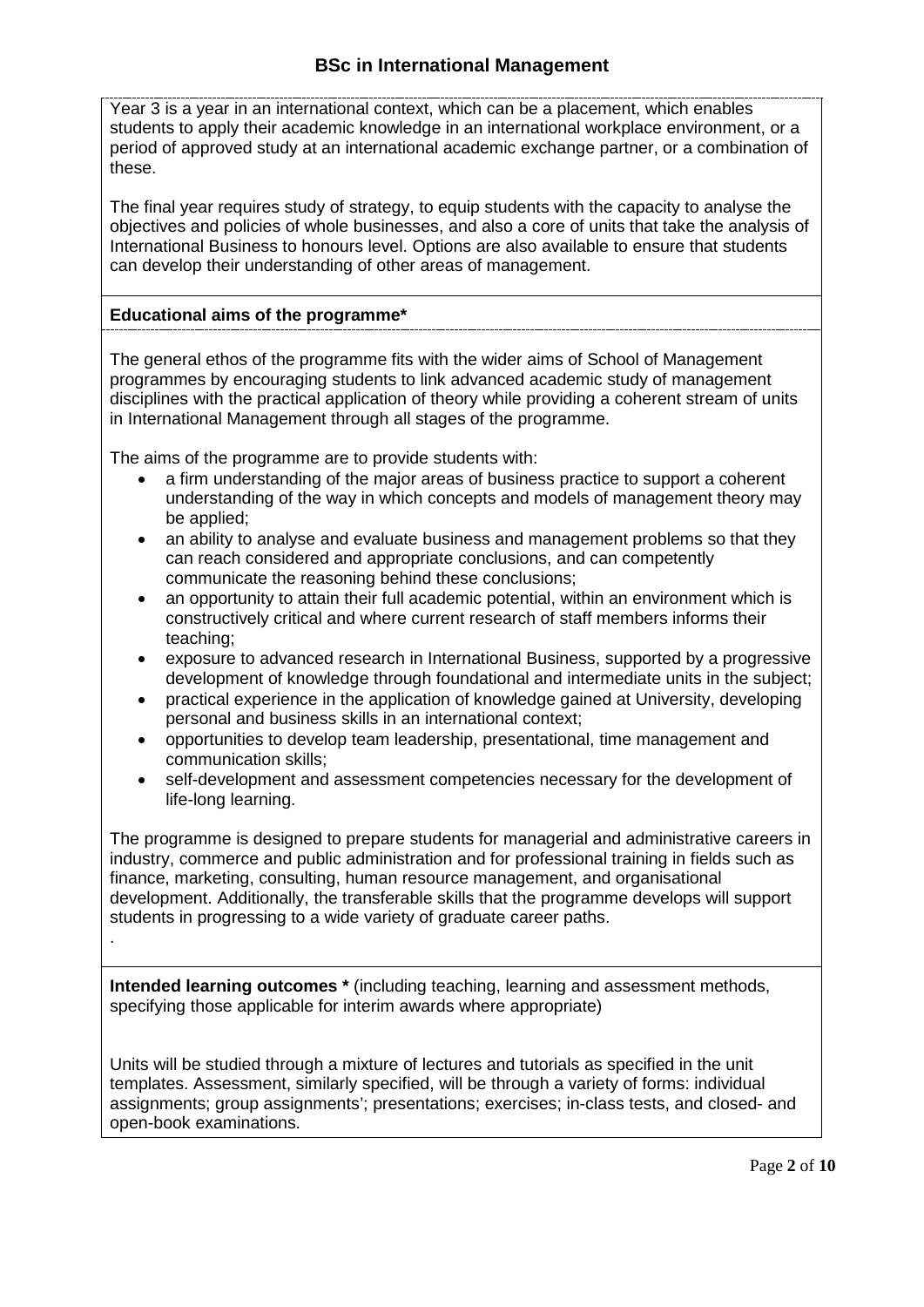# BSc in International Management

Year 3 is a year in an international context, which can be a placement, which enables students to apply their academic knowledge in an international workplace environment, or a period of approved study at an international academic exchange partner, or a combination of these.

The final year requires study of strategy, to equip students with the capacity to analyse the objectives and policies of whole businesses, and also a core of units that take the analysis of International Business to honours level. Options are also available to ensure that students can develop their understanding of other areas of management.

**Educational aims of the programme***

The general ethos of the programme fits with the wider aims of School of Management programmes by encouraging students to link advanced academic study of management disciplines with the practical application of theory while providing a coherent stream of units in International Management through all stages of the programme.

The aims of the programme are to provide students with:

- a firm understanding of the major areas of business practice to support a coherent understanding of the way in which concepts and models of management theory may be applied;
- an ability to analyse and evaluate business and management problems so that they can reach considered and appropriate conclusions, and can competently communicate the reasoning behind these conclusions;
- an opportunity to attain their full academic potential, within an environment which is constructively critical and where current research of staff members informs their teaching;
- exposure to advanced research in International Business, supported by a progressive development of knowledge through foundational and intermediate units in the subject;
- practical experience in the application of knowledge gained at University, developing personal and business skills in an international context;
- opportunities to develop team leadership, presentational, time management and communication skills;
- self-development and assessment competencies necessary for the development of life-long learning.

The programme is designed to prepare students for managerial and administrative careers in industry, commerce and public administration and for professional training in fields such as finance, marketing, consulting, human resource management, and organisational development. Additionally, the transferable skills that the programme develops will support students in progressing to a wide variety of graduate career paths.

.

**Intended learning outcomes *** (including teaching, learning and assessment methods, specifying those applicable for interim awards where appropriate)

Units will be studied through a mixture of lectures and tutorials as specified in the unit templates. Assessment, similarly specified, will be through a variety of forms: individual assignments; group assignments'; presentations; exercises; in-class tests, and closed- and open-book examinations.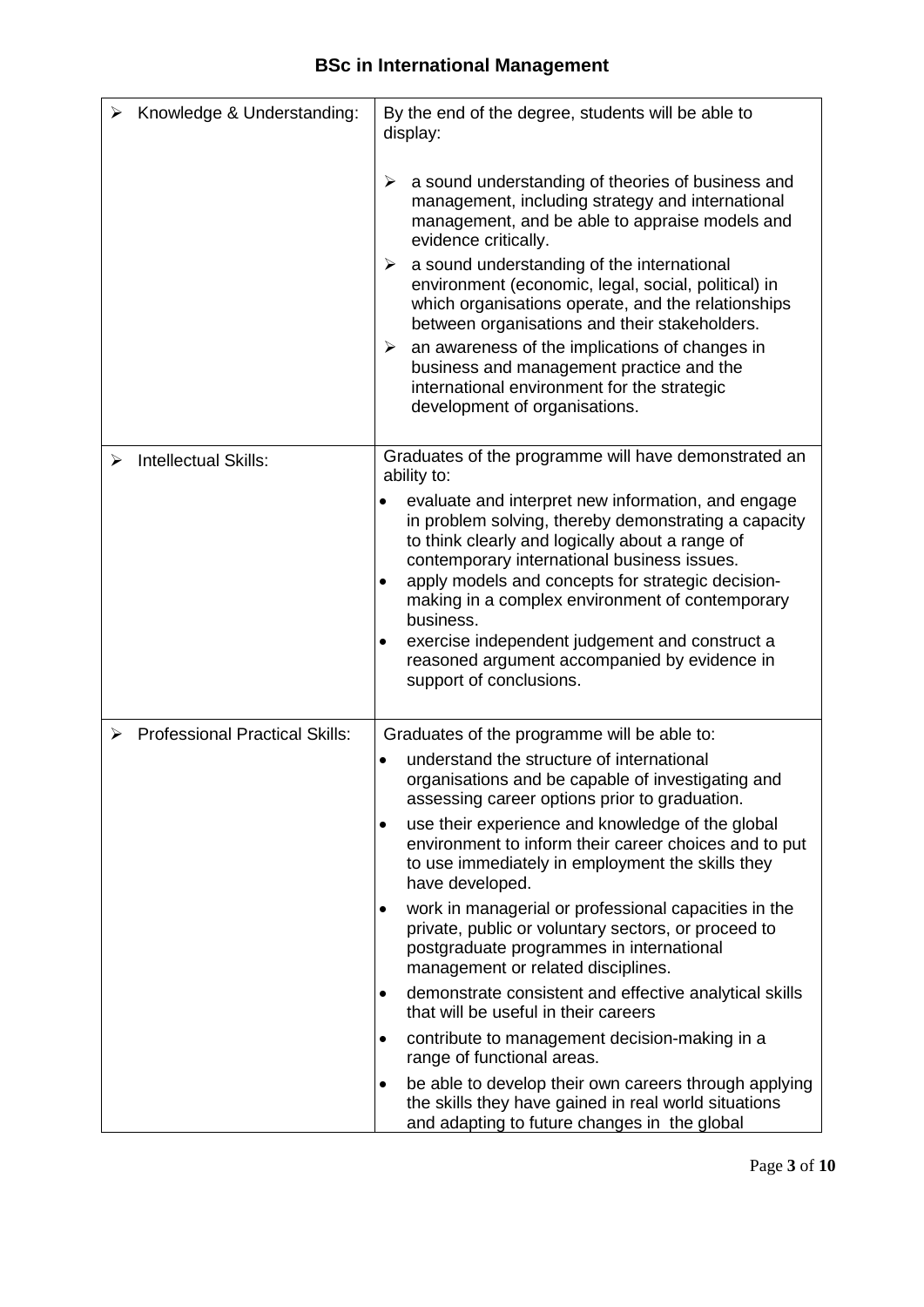## BSc in International Management

| | |
|---|---|
| ➢ Knowledge & Understanding: | By the end of the degree, students will be able to display:<br><br>➢ a sound understanding of theories of business and management, including strategy and international management, and be able to appraise models and evidence critically.<br>➢ a sound understanding of the international environment (economic, legal, social, political) in which organisations operate, and the relationships between organisations and their stakeholders.<br>➢ an awareness of the implications of changes in business and management practice and the international environment for the strategic development of organisations. |
| ➢ Intellectual Skills: | Graduates of the programme will have demonstrated an ability to:<br>• evaluate and interpret new information, and engage in problem solving, thereby demonstrating a capacity to think clearly and logically about a range of contemporary international business issues.<br>• apply models and concepts for strategic decision-making in a complex environment of contemporary business.<br>• exercise independent judgement and construct a reasoned argument accompanied by evidence in support of conclusions. |
| ➢ Professional Practical Skills: | Graduates of the programme will be able to:<br>• understand the structure of international organisations and be capable of investigating and assessing career options prior to graduation.<br>• use their experience and knowledge of the global environment to inform their career choices and to put to use immediately in employment the skills they have developed.<br>• work in managerial or professional capacities in the private, public or voluntary sectors, or proceed to postgraduate programmes in international management or related disciplines.<br>• demonstrate consistent and effective analytical skills that will be useful in their careers<br>• contribute to management decision-making in a range of functional areas.<br>• be able to develop their own careers through applying the skills they have gained in real world situations and adapting to future changes in the global |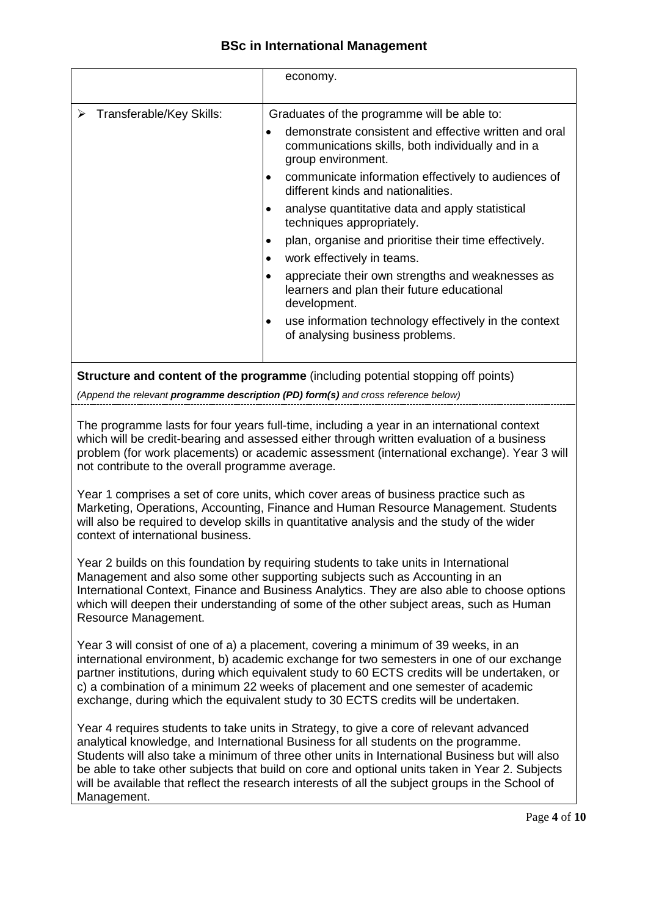| | |
|---|---|
| | economy. |
| ➢ Transferable/Key Skills: | Graduates of the programme will be able to:<br>• demonstrate consistent and effective written and oral communications skills, both individually and in a group environment.<br>• communicate information effectively to audiences of different kinds and nationalities.<br>• analyse quantitative data and apply statistical techniques appropriately.<br>• plan, organise and prioritise their time effectively.<br>• work effectively in teams.<br>• appreciate their own strengths and weaknesses as learners and plan their future educational development.<br>• use information technology effectively in the context of analysing business problems. |

**Structure and content of the programme** (including potential stopping off points)

*(Append the relevant **programme description (PD) form(s)** and cross reference below)*

The programme lasts for four years full-time, including a year in an international context which will be credit-bearing and assessed either through written evaluation of a business problem (for work placements) or academic assessment (international exchange). Year 3 will not contribute to the overall programme average.

Year 1 comprises a set of core units, which cover areas of business practice such as Marketing, Operations, Accounting, Finance and Human Resource Management. Students will also be required to develop skills in quantitative analysis and the study of the wider context of international business.

Year 2 builds on this foundation by requiring students to take units in International Management and also some other supporting subjects such as Accounting in an International Context, Finance and Business Analytics. They are also able to choose options which will deepen their understanding of some of the other subject areas, such as Human Resource Management.

Year 3 will consist of one of a) a placement, covering a minimum of 39 weeks, in an international environment, b) academic exchange for two semesters in one of our exchange partner institutions, during which equivalent study to 60 ECTS credits will be undertaken, or c) a combination of a minimum 22 weeks of placement and one semester of academic exchange, during which the equivalent study to 30 ECTS credits will be undertaken.

Year 4 requires students to take units in Strategy, to give a core of relevant advanced analytical knowledge, and International Business for all students on the programme. Students will also take a minimum of three other units in International Business but will also be able to take other subjects that build on core and optional units taken in Year 2. Subjects will be available that reflect the research interests of all the subject groups in the School of Management.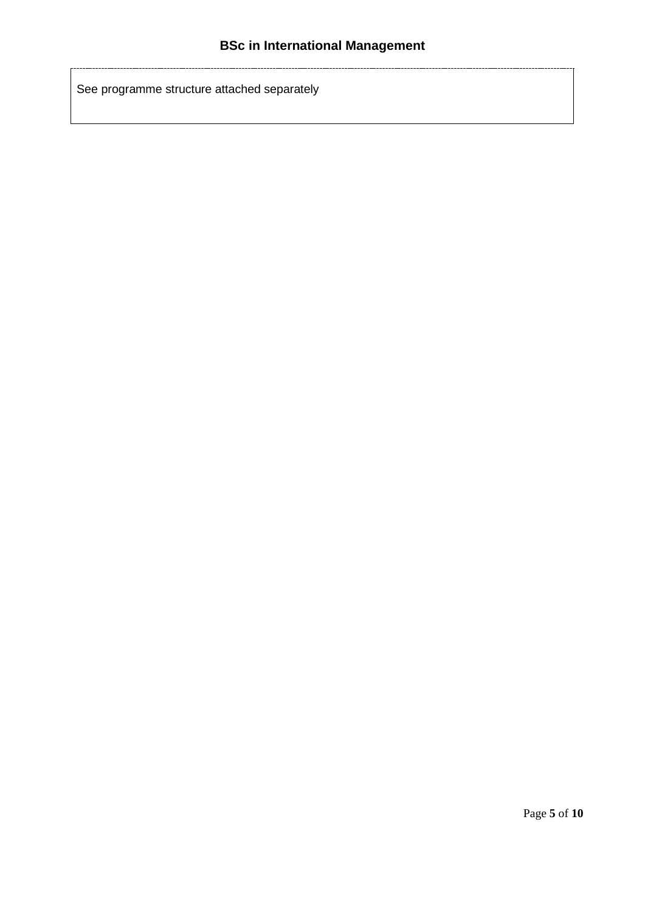See programme structure attached separately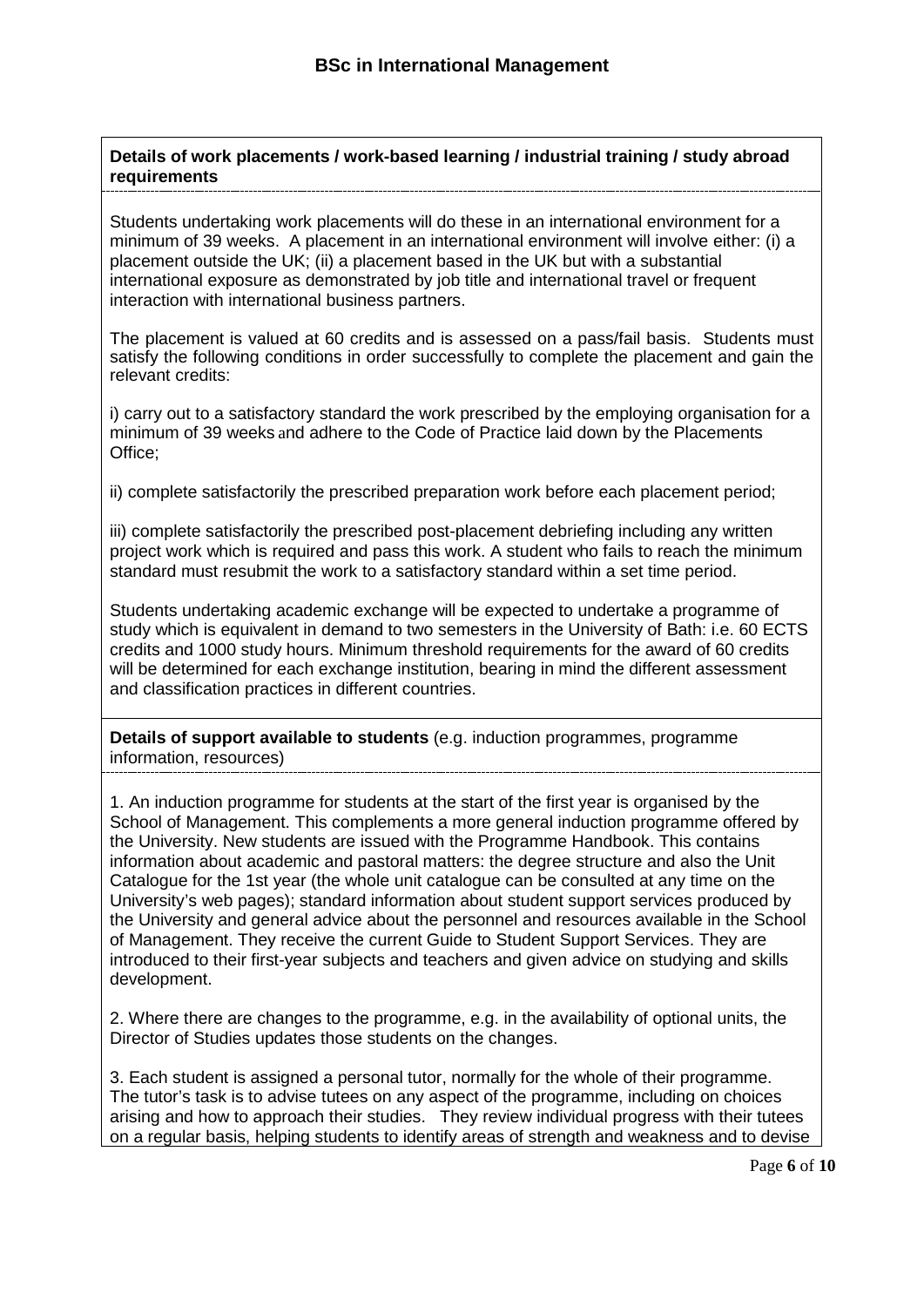**Details of work placements / work-based learning / industrial training / study abroad requirements**

Students undertaking work placements will do these in an international environment for a minimum of 39 weeks. A placement in an international environment will involve either: (i) a placement outside the UK; (ii) a placement based in the UK but with a substantial international exposure as demonstrated by job title and international travel or frequent interaction with international business partners.

The placement is valued at 60 credits and is assessed on a pass/fail basis. Students must satisfy the following conditions in order successfully to complete the placement and gain the relevant credits:

i) carry out to a satisfactory standard the work prescribed by the employing organisation for a minimum of 39 weeks and adhere to the Code of Practice laid down by the Placements Office;

ii) complete satisfactorily the prescribed preparation work before each placement period;

iii) complete satisfactorily the prescribed post-placement debriefing including any written project work which is required and pass this work. A student who fails to reach the minimum standard must resubmit the work to a satisfactory standard within a set time period.

Students undertaking academic exchange will be expected to undertake a programme of study which is equivalent in demand to two semesters in the University of Bath: i.e. 60 ECTS credits and 1000 study hours. Minimum threshold requirements for the award of 60 credits will be determined for each exchange institution, bearing in mind the different assessment and classification practices in different countries.

**Details of support available to students** (e.g. induction programmes, programme information, resources)

1. An induction programme for students at the start of the first year is organised by the School of Management. This complements a more general induction programme offered by the University. New students are issued with the Programme Handbook. This contains information about academic and pastoral matters: the degree structure and also the Unit Catalogue for the 1st year (the whole unit catalogue can be consulted at any time on the University's web pages); standard information about student support services produced by the University and general advice about the personnel and resources available in the School of Management. They receive the current Guide to Student Support Services. They are introduced to their first-year subjects and teachers and given advice on studying and skills development.

2. Where there are changes to the programme, e.g. in the availability of optional units, the Director of Studies updates those students on the changes.

3. Each student is assigned a personal tutor, normally for the whole of their programme. The tutor's task is to advise tutees on any aspect of the programme, including on choices arising and how to approach their studies. They review individual progress with their tutees on a regular basis, helping students to identify areas of strength and weakness and to devise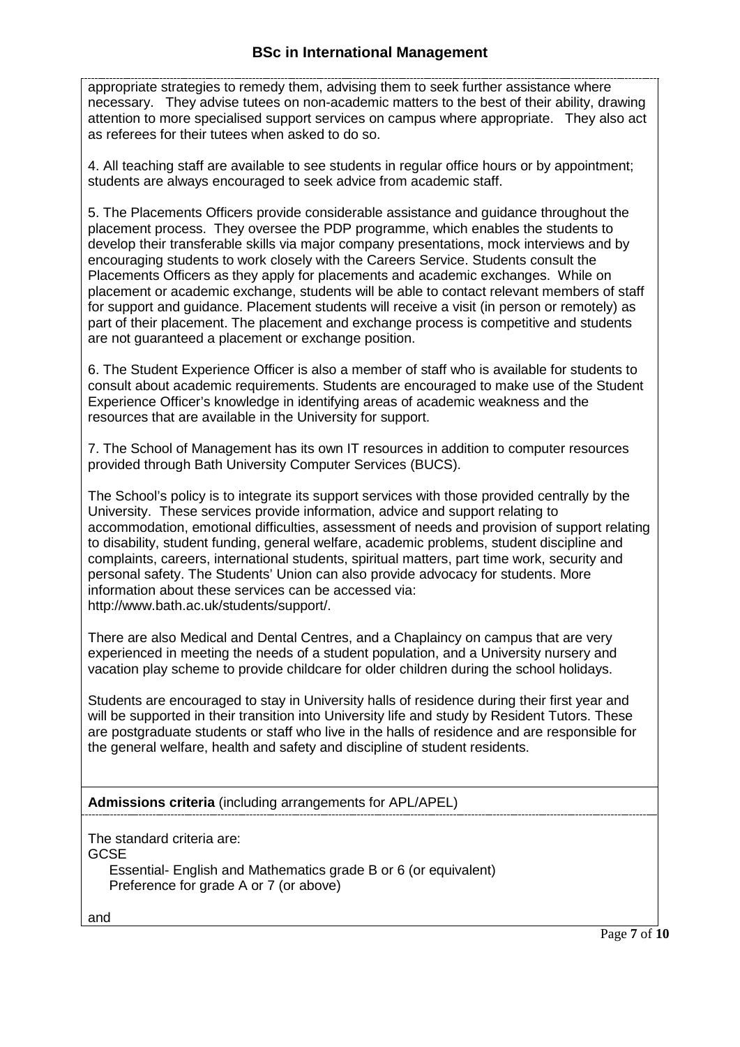appropriate strategies to remedy them, advising them to seek further assistance where necessary. They advise tutees on non-academic matters to the best of their ability, drawing attention to more specialised support services on campus where appropriate. They also act as referees for their tutees when asked to do so.

4. All teaching staff are available to see students in regular office hours or by appointment; students are always encouraged to seek advice from academic staff.

5. The Placements Officers provide considerable assistance and guidance throughout the placement process. They oversee the PDP programme, which enables the students to develop their transferable skills via major company presentations, mock interviews and by encouraging students to work closely with the Careers Service. Students consult the Placements Officers as they apply for placements and academic exchanges. While on placement or academic exchange, students will be able to contact relevant members of staff for support and guidance. Placement students will receive a visit (in person or remotely) as part of their placement. The placement and exchange process is competitive and students are not guaranteed a placement or exchange position.

6. The Student Experience Officer is also a member of staff who is available for students to consult about academic requirements. Students are encouraged to make use of the Student Experience Officer's knowledge in identifying areas of academic weakness and the resources that are available in the University for support.

7. The School of Management has its own IT resources in addition to computer resources provided through Bath University Computer Services (BUCS).

The School's policy is to integrate its support services with those provided centrally by the University. These services provide information, advice and support relating to accommodation, emotional difficulties, assessment of needs and provision of support relating to disability, student funding, general welfare, academic problems, student discipline and complaints, careers, international students, spiritual matters, part time work, security and personal safety. The Students' Union can also provide advocacy for students. More information about these services can be accessed via: http://www.bath.ac.uk/students/support/.

There are also Medical and Dental Centres, and a Chaplaincy on campus that are very experienced in meeting the needs of a student population, and a University nursery and vacation play scheme to provide childcare for older children during the school holidays.

Students are encouraged to stay in University halls of residence during their first year and will be supported in their transition into University life and study by Resident Tutors. These are postgraduate students or staff who live in the halls of residence and are responsible for the general welfare, health and safety and discipline of student residents.

**Admissions criteria** (including arrangements for APL/APEL)

The standard criteria are:

GCSE

Essential- English and Mathematics grade B or 6 (or equivalent)
Preference for grade A or 7 (or above)

and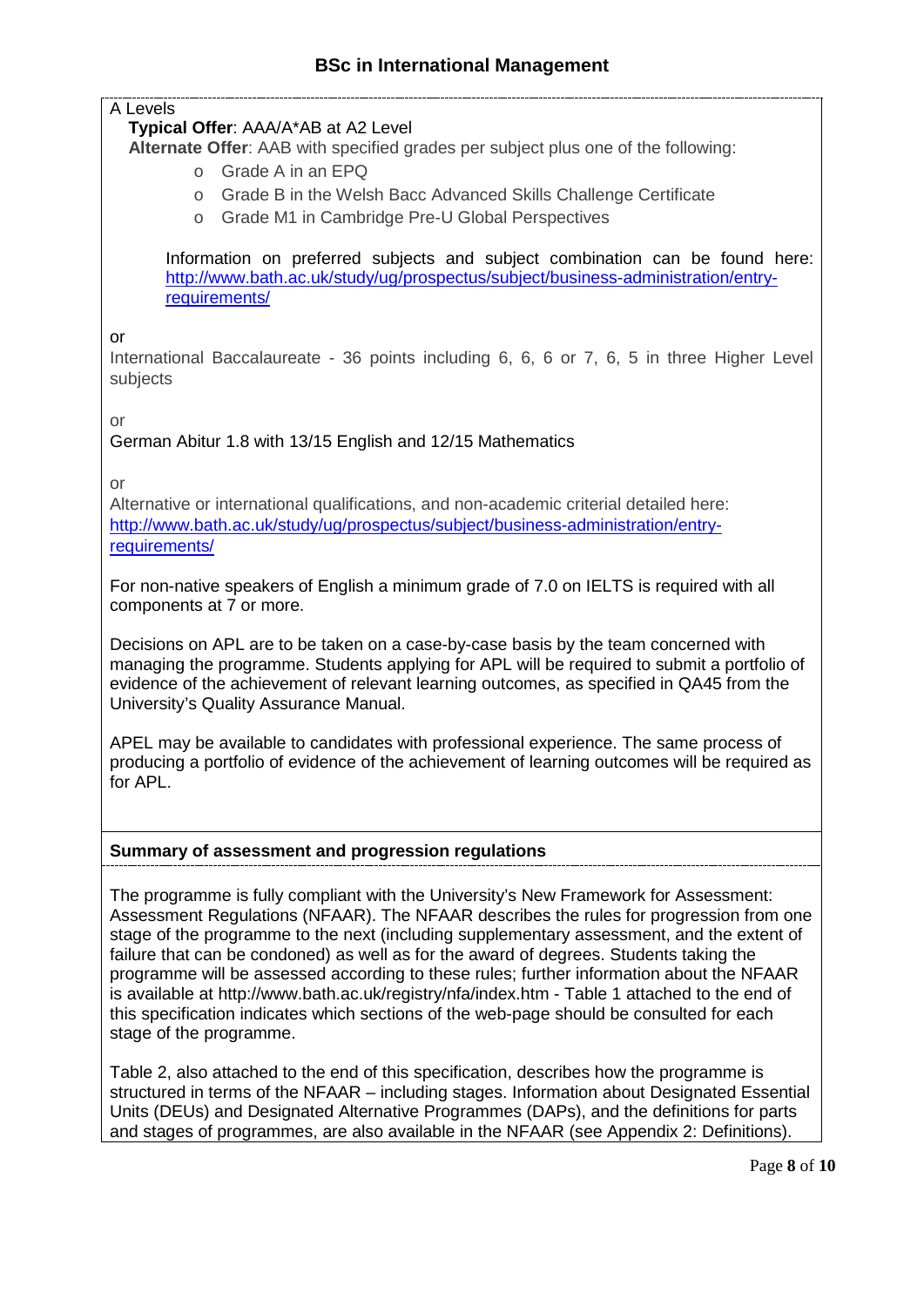## BSc in International Management

A Levels

**Typical Offer**: AAA/A*AB at A2 Level

**Alternate Offer**: AAB with specified grades per subject plus one of the following:

- Grade A in an EPQ
- Grade B in the Welsh Bacc Advanced Skills Challenge Certificate
- Grade M1 in Cambridge Pre-U Global Perspectives

Information on preferred subjects and subject combination can be found here: [http://www.bath.ac.uk/study/ug/prospectus/subject/business-administration/entry-requirements/](http://www.bath.ac.uk/study/ug/prospectus/subject/business-administration/entry-requirements/)

or

International Baccalaureate - 36 points including 6, 6, 6 or 7, 6, 5 in three Higher Level subjects

or

German Abitur 1.8 with 13/15 English and 12/15 Mathematics

or

Alternative or international qualifications, and non-academic criterial detailed here: [http://www.bath.ac.uk/study/ug/prospectus/subject/business-administration/entry-requirements/](http://www.bath.ac.uk/study/ug/prospectus/subject/business-administration/entry-requirements/)

For non-native speakers of English a minimum grade of 7.0 on IELTS is required with all components at 7 or more.

Decisions on APL are to be taken on a case-by-case basis by the team concerned with managing the programme. Students applying for APL will be required to submit a portfolio of evidence of the achievement of relevant learning outcomes, as specified in QA45 from the University's Quality Assurance Manual.

APEL may be available to candidates with professional experience. The same process of producing a portfolio of evidence of the achievement of learning outcomes will be required as for APL.

**Summary of assessment and progression regulations**

The programme is fully compliant with the University's New Framework for Assessment: Assessment Regulations (NFAAR). The NFAAR describes the rules for progression from one stage of the programme to the next (including supplementary assessment, and the extent of failure that can be condoned) as well as for the award of degrees. Students taking the programme will be assessed according to these rules; further information about the NFAAR is available at http://www.bath.ac.uk/registry/nfa/index.htm - Table 1 attached to the end of this specification indicates which sections of the web-page should be consulted for each stage of the programme.

Table 2, also attached to the end of this specification, describes how the programme is structured in terms of the NFAAR – including stages. Information about Designated Essential Units (DEUs) and Designated Alternative Programmes (DAPs), and the definitions for parts and stages of programmes, are also available in the NFAAR (see Appendix 2: Definitions).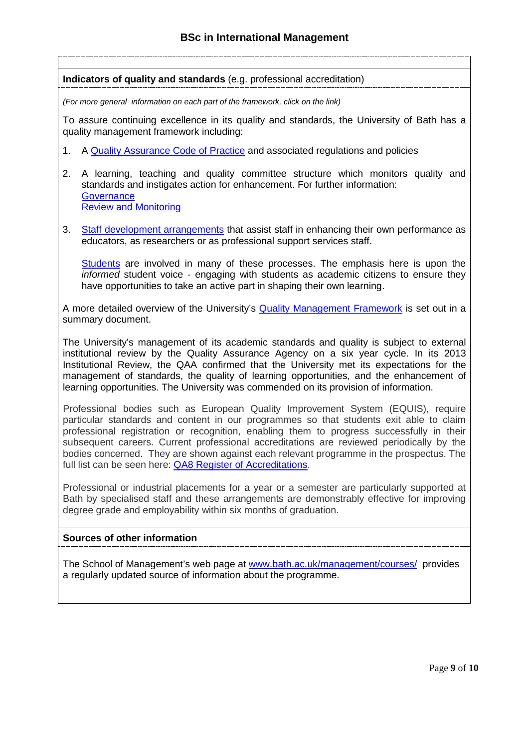## Indicators of quality and standards (e.g. professional accreditation)

*(For more general information on each part of the framework, click on the link)*

To assure continuing excellence in its quality and standards, the University of Bath has a quality management framework including:

1. A Quality Assurance Code of Practice and associated regulations and policies
2. A learning, teaching and quality committee structure which monitors quality and standards and instigates action for enhancement. For further information:
   Governance
   Review and Monitoring
3. Staff development arrangements that assist staff in enhancing their own performance as educators, as researchers or as professional support services staff.

   Students are involved in many of these processes. The emphasis here is upon the *informed* student voice - engaging with students as academic citizens to ensure they have opportunities to take an active part in shaping their own learning.

A more detailed overview of the University's Quality Management Framework is set out in a summary document.

The University's management of its academic standards and quality is subject to external institutional review by the Quality Assurance Agency on a six year cycle. In its 2013 Institutional Review, the QAA confirmed that the University met its expectations for the management of standards, the quality of learning opportunities, and the enhancement of learning opportunities. The University was commended on its provision of information.

Professional bodies such as European Quality Improvement System (EQUIS), require particular standards and content in our programmes so that students exit able to claim professional registration or recognition, enabling them to progress successfully in their subsequent careers. Current professional accreditations are reviewed periodically by the bodies concerned. They are shown against each relevant programme in the prospectus. The full list can be seen here: QA8 Register of Accreditations.

Professional or industrial placements for a year or a semester are particularly supported at Bath by specialised staff and these arrangements are demonstrably effective for improving degree grade and employability within six months of graduation.

## Sources of other information

The School of Management's web page at www.bath.ac.uk/management/courses/ provides a regularly updated source of information about the programme.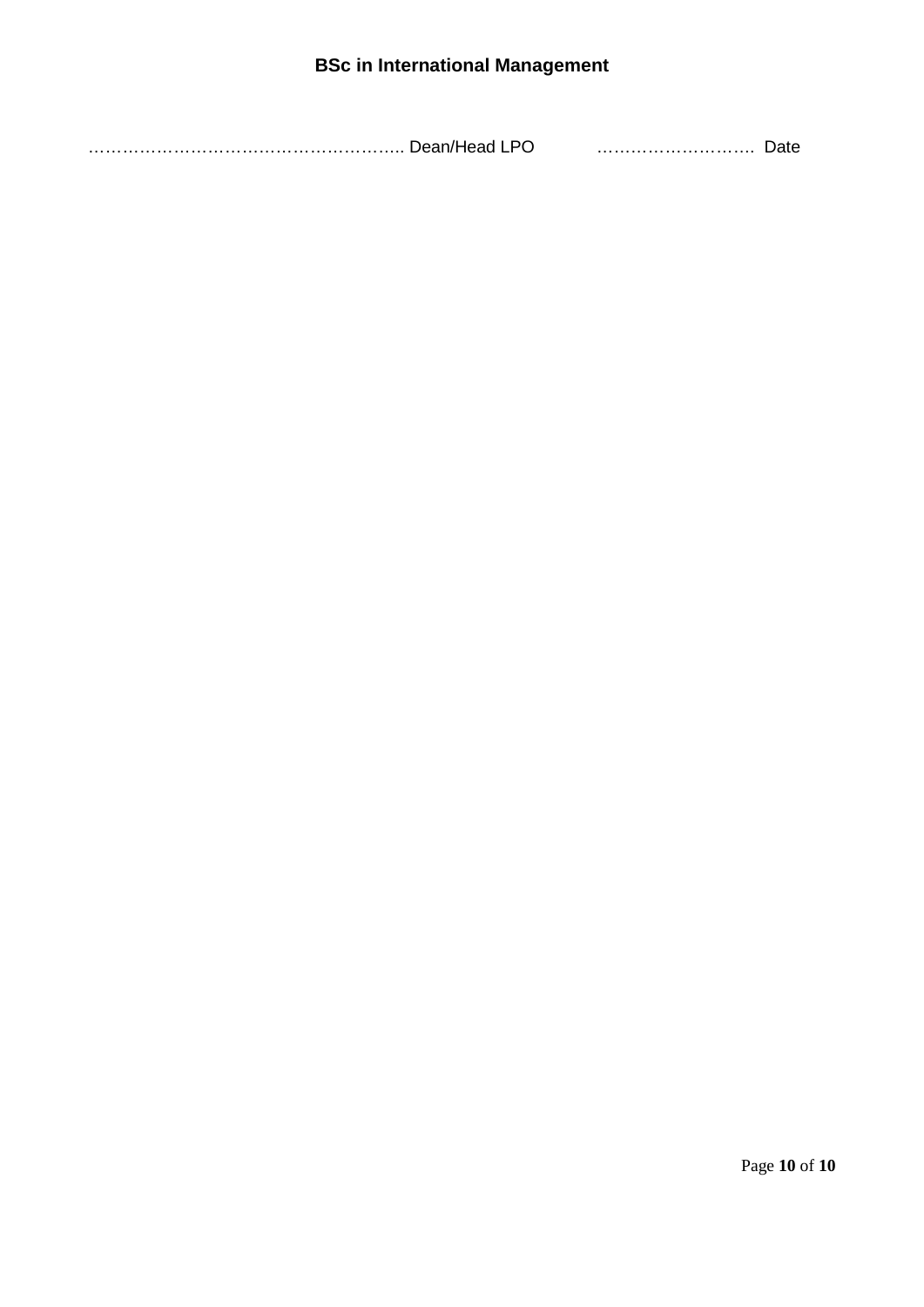……………………………………………….. Dean/Head LPO ……………………….. Date